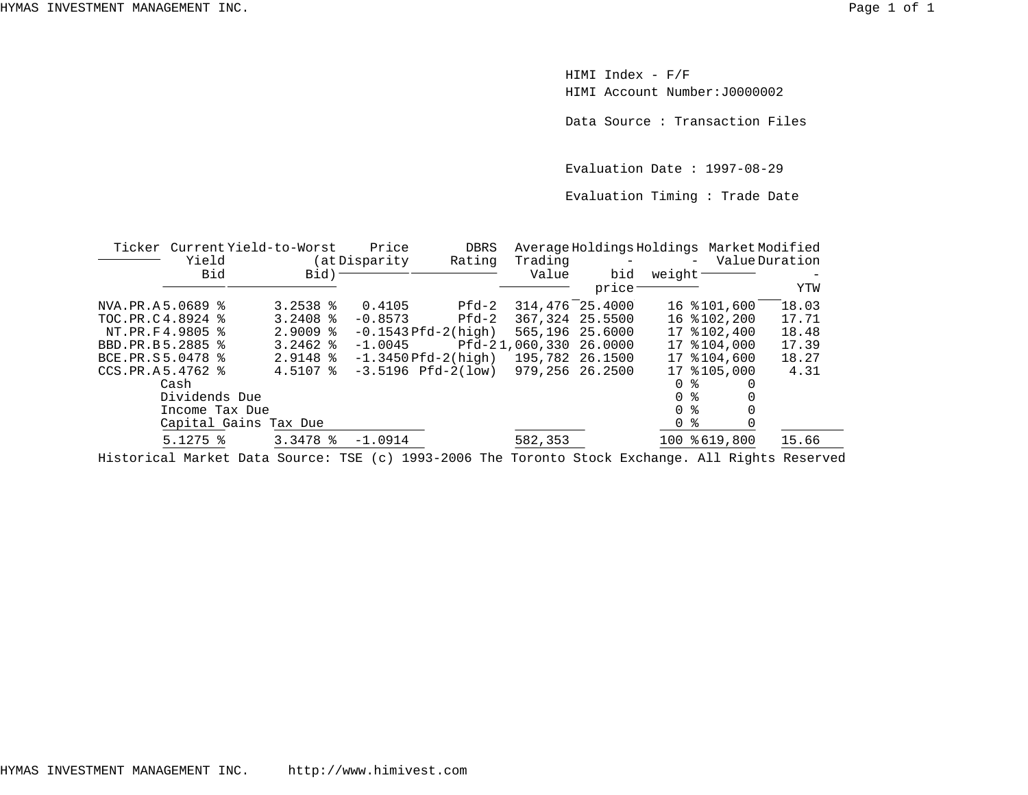HIMI Index - F/F

HIMI Account Number:J0000002

Data Source : Transaction Files

Evaluation Date : 1997-08-29

Evaluation Timing : Trade Date

| Ticker | Current Yield Bid | Yield-to-Worst (at Bid) | Price Disparity | DBRS Rating | Average Trading Value | Holdings - bid price | Holdings - weight | Market Value | Modified Duration - YTW |
|---|---|---|---|---|---|---|---|---|---|
| NVA.PR.A | 5.0689 % | 3.2538 % | 0.4105 | Pfd-2 | 314,476 | 25.4000 | 16 % | 101,600 | 18.03 |
| TOC.PR.C | 4.8924 % | 3.2408 % | -0.8573 | Pfd-2 | 367,324 | 25.5500 | 16 % | 102,200 | 17.71 |
| NT.PR.F | 4.9805 % | 2.9009 % | -0.1543 | Pfd-2(high) | 565,196 | 25.6000 | 17 % | 102,400 | 18.48 |
| BBD.PR.B | 5.2885 % | 3.2462 % | -1.0045 | Pfd-2 | 1,060,330 | 26.0000 | 17 % | 104,000 | 17.39 |
| BCE.PR.S | 5.0478 % | 2.9148 % | -1.3450 | Pfd-2(high) | 195,782 | 26.1500 | 17 % | 104,600 | 18.27 |
| CCS.PR.A | 5.4762 % | 4.5107 % | -3.5196 | Pfd-2(low) | 979,256 | 26.2500 | 17 % | 105,000 | 4.31 |
| | Cash | | | | | | 0 % | 0 | |
| | Dividends Due | | | | | | 0 % | 0 | |
| | Income Tax Due | | | | | | 0 % | 0 | |
| | Capital Gains Tax Due | | | | | | 0 % | 0 | |
| | 5.1275 % | 3.3478 % | -1.0914 | | 582,353 | | 100 % | 619,800 | 15.66 |

Historical Market Data Source: TSE (c) 1993-2006 The Toronto Stock Exchange. All Rights Reserved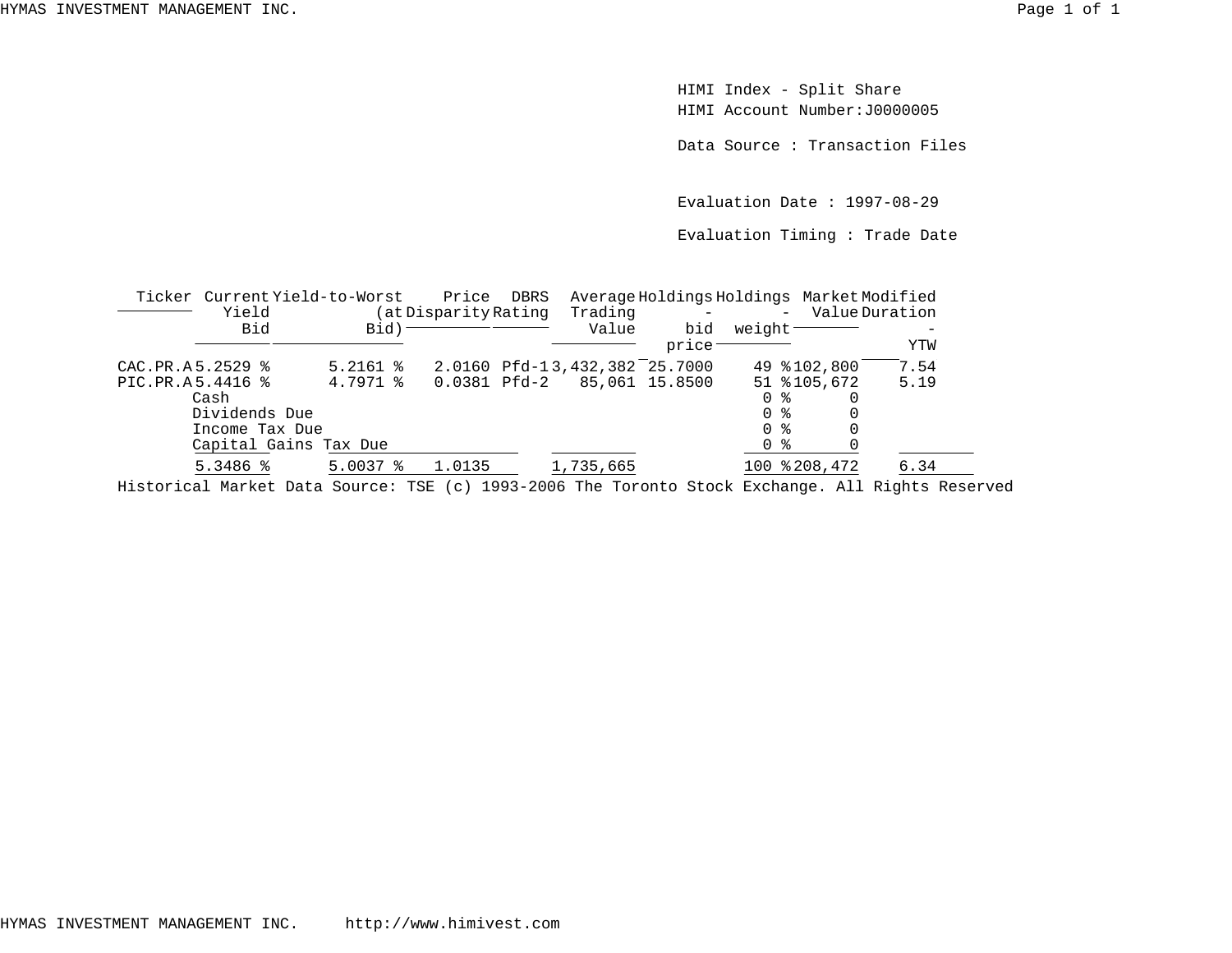HIMI Index - Split Share
HIMI Account Number:J0000005

Data Source : Transaction Files

Evaluation Date : 1997-08-29

Evaluation Timing : Trade Date

| Ticker | Current Yield Bid | Yield-to-Worst (at Bid) | Price Disparity | DBRS Rating | Average Trading Value | Holdings - bid price | Holdings - weight | Market Value | Modified Duration - YTW |
|---|---|---|---|---|---|---|---|---|---|
| CAC.PR.A | 5.2529 % | 5.2161 % | 2.0160 | Pfd-1 | 3,432,382 | 25.7000 | 49 % | 102,800 | 7.54 |
| PIC.PR.A | 5.4416 % | 4.7971 % | 0.0381 | Pfd-2 | 85,061 | 15.8500 | 51 % | 105,672 | 5.19 |
| Cash | | | | | | | 0 % | 0 | |
| Dividends Due | | | | | | | 0 % | 0 | |
| Income Tax Due | | | | | | | 0 % | 0 | |
| Capital Gains Tax Due | | | | | | | 0 % | 0 | |
| | 5.3486 % | 5.0037 % | 1.0135 | | 1,735,665 | | 100 % | 208,472 | 6.34 |

Historical Market Data Source: TSE (c) 1993-2006 The Toronto Stock Exchange. All Rights Reserved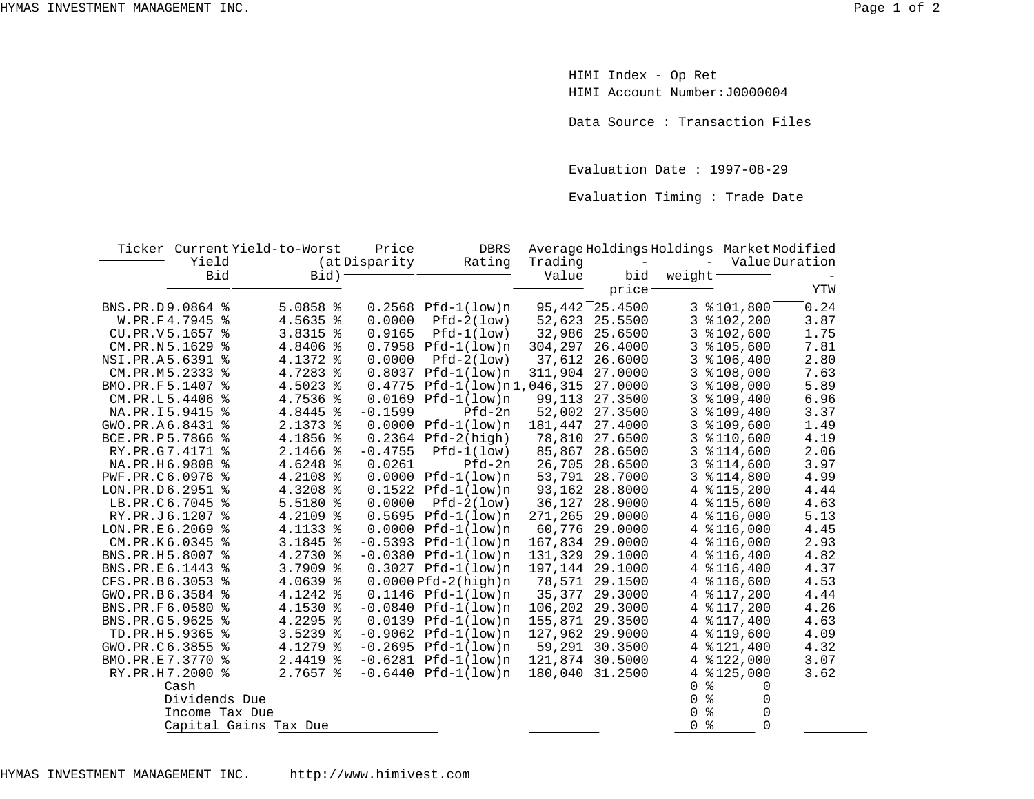HIMI Index - Op Ret

HIMI Account Number:J0000004

Data Source : Transaction Files

Evaluation Date : 1997-08-29

Evaluation Timing : Trade Date

| Ticker | Current Yield Bid | Yield-to-Worst (at Bid) | Price Disparity | DBRS Rating | Average Trading Value | Holdings - bid price | Holdings - weight | Market Value | Modified Duration - YTW |
|---|---|---|---|---|---|---|---|---|---|
| BNS.PR.D | 9.0864 % | 5.0858 % | 0.2568 | Pfd-1(low)n | 95,442 | 25.4500 | 3 % | 101,800 | 0.24 |
| W.PR.F | 4.7945 % | 4.5635 % | 0.0000 | Pfd-2(low) | 52,623 | 25.5500 | 3 % | 102,200 | 3.87 |
| CU.PR.V | 5.1657 % | 3.8315 % | 0.9165 | Pfd-1(low) | 32,986 | 25.6500 | 3 % | 102,600 | 1.75 |
| CM.PR.N | 5.1629 % | 4.8406 % | 0.7958 | Pfd-1(low)n | 304,297 | 26.4000 | 3 % | 105,600 | 7.81 |
| NSI.PR.A | 5.6391 % | 4.1372 % | 0.0000 | Pfd-2(low) | 37,612 | 26.6000 | 3 % | 106,400 | 2.80 |
| CM.PR.M | 5.2333 % | 4.7283 % | 0.8037 | Pfd-1(low)n | 311,904 | 27.0000 | 3 % | 108,000 | 7.63 |
| BMO.PR.F | 5.1407 % | 4.5023 % | 0.4775 | Pfd-1(low)n | 1,046,315 | 27.0000 | 3 % | 108,000 | 5.89 |
| CM.PR.L | 5.4406 % | 4.7536 % | 0.0169 | Pfd-1(low)n | 99,113 | 27.3500 | 3 % | 109,400 | 6.96 |
| NA.PR.I | 5.9415 % | 4.8445 % | -0.1599 | Pfd-2n | 52,002 | 27.3500 | 3 % | 109,400 | 3.37 |
| GWO.PR.A | 6.8431 % | 2.1373 % | 0.0000 | Pfd-1(low)n | 181,447 | 27.4000 | 3 % | 109,600 | 1.49 |
| BCE.PR.P | 5.7866 % | 4.1856 % | 0.2364 | Pfd-2(high) | 78,810 | 27.6500 | 3 % | 110,600 | 4.19 |
| RY.PR.G | 7.4171 % | 2.1466 % | -0.4755 | Pfd-1(low) | 85,867 | 28.6500 | 3 % | 114,600 | 2.06 |
| NA.PR.H | 6.9808 % | 4.6248 % | 0.0261 | Pfd-2n | 26,705 | 28.6500 | 3 % | 114,600 | 3.97 |
| PWF.PR.C | 6.0976 % | 4.2108 % | 0.0000 | Pfd-1(low)n | 53,791 | 28.7000 | 3 % | 114,800 | 4.99 |
| LON.PR.D | 6.2951 % | 4.3208 % | 0.1522 | Pfd-1(low)n | 93,162 | 28.8000 | 4 % | 115,200 | 4.44 |
| LB.PR.C | 6.7045 % | 5.5180 % | 0.0000 | Pfd-2(low) | 36,127 | 28.9000 | 4 % | 115,600 | 4.63 |
| RY.PR.J | 6.1207 % | 4.2109 % | 0.5695 | Pfd-1(low)n | 271,265 | 29.0000 | 4 % | 116,000 | 5.13 |
| LON.PR.E | 6.2069 % | 4.1133 % | 0.0000 | Pfd-1(low)n | 60,776 | 29.0000 | 4 % | 116,000 | 4.45 |
| CM.PR.K | 6.0345 % | 3.1845 % | -0.5393 | Pfd-1(low)n | 167,834 | 29.0000 | 4 % | 116,000 | 2.93 |
| BNS.PR.H | 5.8007 % | 4.2730 % | -0.0380 | Pfd-1(low)n | 131,329 | 29.1000 | 4 % | 116,400 | 4.82 |
| BNS.PR.E | 6.1443 % | 3.7909 % | 0.3027 | Pfd-1(low)n | 197,144 | 29.1000 | 4 % | 116,400 | 4.37 |
| CFS.PR.B | 6.3053 % | 4.0639 % | 0.0000 | Pfd-2(high)n | 78,571 | 29.1500 | 4 % | 116,600 | 4.53 |
| GWO.PR.B | 6.3584 % | 4.1242 % | 0.1146 | Pfd-1(low)n | 35,377 | 29.3000 | 4 % | 117,200 | 4.44 |
| BNS.PR.F | 6.0580 % | 4.1530 % | -0.0840 | Pfd-1(low)n | 106,202 | 29.3000 | 4 % | 117,200 | 4.26 |
| BNS.PR.G | 5.9625 % | 4.2295 % | 0.0139 | Pfd-1(low)n | 155,871 | 29.3500 | 4 % | 117,400 | 4.63 |
| TD.PR.H | 5.9365 % | 3.5239 % | -0.9062 | Pfd-1(low)n | 127,962 | 29.9000 | 4 % | 119,600 | 4.09 |
| GWO.PR.C | 6.3855 % | 4.1279 % | -0.2695 | Pfd-1(low)n | 59,291 | 30.3500 | 4 % | 121,400 | 4.32 |
| BMO.PR.E | 7.3770 % | 2.4419 % | -0.6281 | Pfd-1(low)n | 121,874 | 30.5000 | 4 % | 122,000 | 3.07 |
| RY.PR.H | 7.2000 % | 2.7657 % | -0.6440 | Pfd-1(low)n | 180,040 | 31.2500 | 4 % | 125,000 | 3.62 |
| Cash | | | | | | | 0 % | 0 | |
| Dividends Due | | | | | | | 0 % | 0 | |
| Income Tax Due | | | | | | | 0 % | 0 | |
| Capital Gains Tax Due | | | | | | | 0 % | 0 | |

HYMAS INVESTMENT MANAGEMENT INC. http://www.himivest.com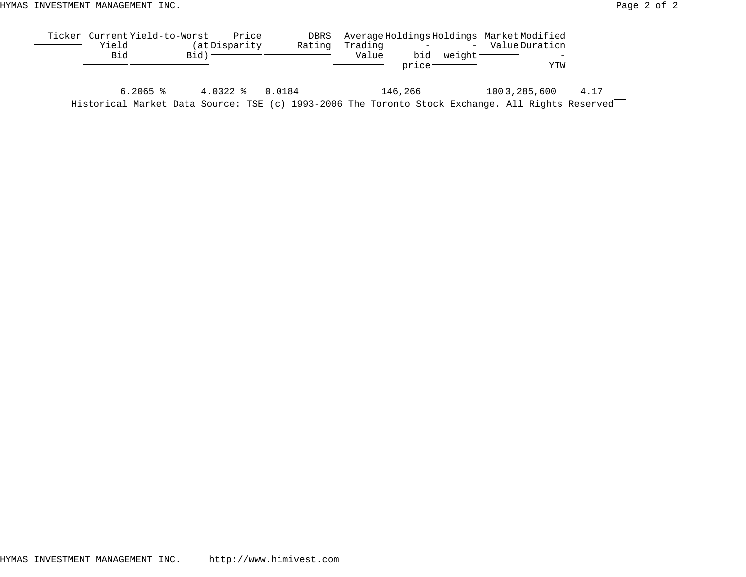| Ticker | Current Yield Bid | Yield-to-Worst (at Bid) | Price Disparity | DBRS Rating | Average Trading Value | Holdings - bid price | Holdings - weight | Market Value | Modified Duration - YTW |
|---|---|---|---|---|---|---|---|---|---|
| | 6.2065 % | 4.0322 % | 0.0184 | | 146,266 | | 100 | 3,285,600 | 4.17 |

Historical Market Data Source: TSE (c) 1993-2006 The Toronto Stock Exchange. All Rights Reserved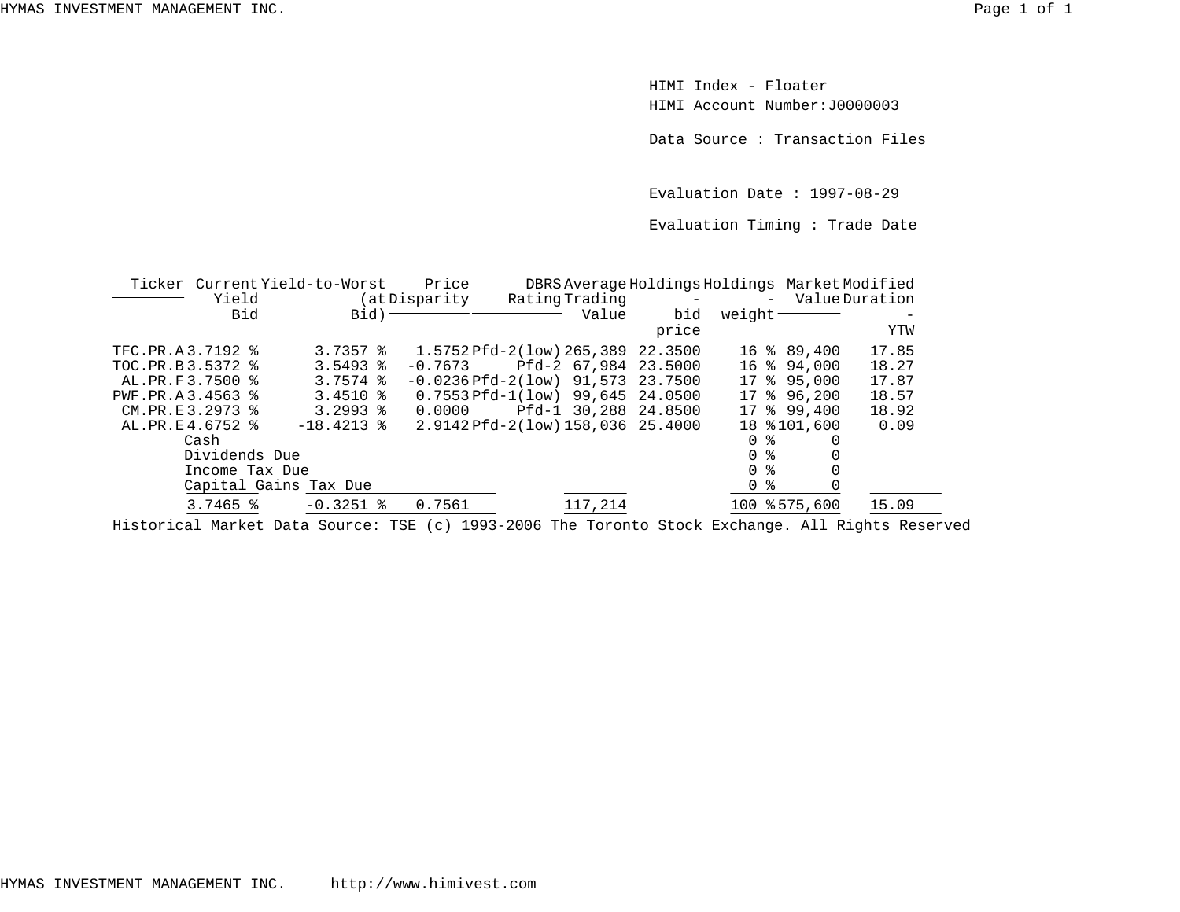HIMI Index - Floater
HIMI Account Number: J0000003

Data Source : Transaction Files

Evaluation Date : 1997-08-29

Evaluation Timing : Trade Date

| Ticker | Current Yield Bid | Yield-to-Worst (at Bid) | Price Disparity | DBRS Rating | Average Trading Value | Holdings - bid price | Holdings - weight | Market Value | Modified Duration - YTW |
|---|---|---|---|---|---|---|---|---|---|
| TFC.PR.A | 3.7192 % | 3.7357 % | 1.5752 | Pfd-2(low) | 265,389 | 22.3500 | 16 % | 89,400 | 17.85 |
| TOC.PR.B | 3.5372 % | 3.5493 % | -0.7673 | Pfd-2 | 67,984 | 23.5000 | 16 % | 94,000 | 18.27 |
| AL.PR.F | 3.7500 % | 3.7574 % | -0.0236 | Pfd-2(low) | 91,573 | 23.7500 | 17 % | 95,000 | 17.87 |
| PWF.PR.A | 3.4563 % | 3.4510 % | 0.7553 | Pfd-1(low) | 99,645 | 24.0500 | 17 % | 96,200 | 18.57 |
| CM.PR.E | 3.2973 % | 3.2993 % | 0.0000 | Pfd-1 | 30,288 | 24.8500 | 17 % | 99,400 | 18.92 |
| AL.PR.E | 4.6752 % | -18.4213 % | 2.9142 | Pfd-2(low) | 158,036 | 25.4000 | 18 % | 101,600 | 0.09 |
| | Cash | | | | | | 0 % | 0 | |
| | Dividends Due | | | | | | 0 % | 0 | |
| | Income Tax Due | | | | | | 0 % | 0 | |
| | Capital Gains Tax Due | | | | | | 0 % | 0 | |
| | 3.7465 % | -0.3251 % | 0.7561 | | 117,214 | | 100 % | 575,600 | 15.09 |

Historical Market Data Source: TSE (c) 1993-2006 The Toronto Stock Exchange. All Rights Reserved

HYMAS INVESTMENT MANAGEMENT INC. http://www.himivest.com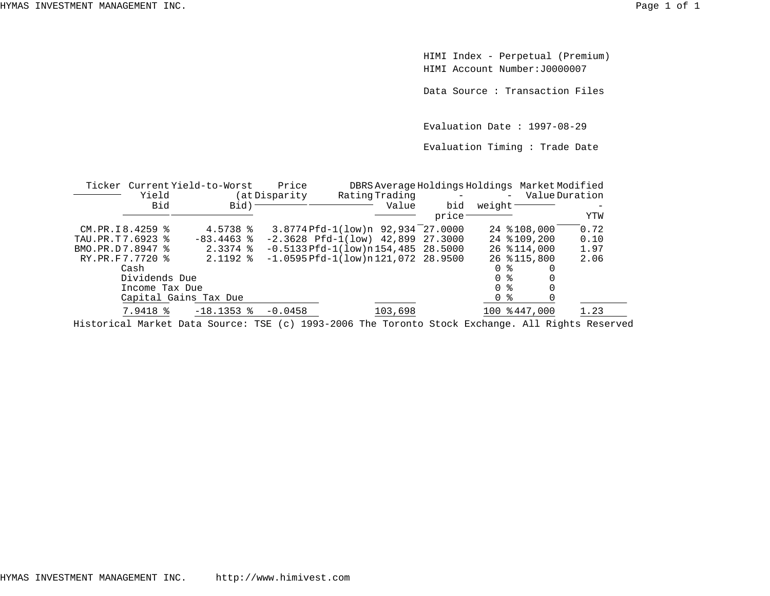HIMI Index - Perpetual (Premium)
HIMI Account Number:J0000007

Data Source : Transaction Files

Evaluation Date : 1997-08-29

Evaluation Timing : Trade Date

| Ticker | Current Yield Bid | Yield-to-Worst (at Bid) | Price Disparity | DBRS Rating | Average Trading Value | Holdings - bid price | Holdings - weight | Market Value | Modified Duration - YTW |
|---|---|---|---|---|---|---|---|---|---|
| CM.PR.I | 8.4259 % | 4.5738 % | 3.8774 | Pfd-1(low)n | 92,934 | 27.0000 | 24 % | 108,000 | 0.72 |
| TAU.PR.T | 7.6923 % | -83.4463 % | -2.3628 | Pfd-1(low) | 42,899 | 27.3000 | 24 % | 109,200 | 0.10 |
| BMO.PR.D | 7.8947 % | 2.3374 % | -0.5133 | Pfd-1(low)n | 154,485 | 28.5000 | 26 % | 114,000 | 1.97 |
| RY.PR.F | 7.7720 % | 2.1192 % | -1.0595 | Pfd-1(low)n | 121,072 | 28.9500 | 26 % | 115,800 | 2.06 |
| | Cash | | | | | | 0 % | 0 | |
| | Dividends Due | | | | | | 0 % | 0 | |
| | Income Tax Due | | | | | | 0 % | 0 | |
| | Capital Gains Tax Due | | | | | | 0 % | 0 | |
| | 7.9418 % | -18.1353 % | -0.0458 | | 103,698 | | 100 % | 447,000 | 1.23 |

Historical Market Data Source: TSE (c) 1993-2006 The Toronto Stock Exchange. All Rights Reserved

HYMAS INVESTMENT MANAGEMENT INC. http://www.himivest.com